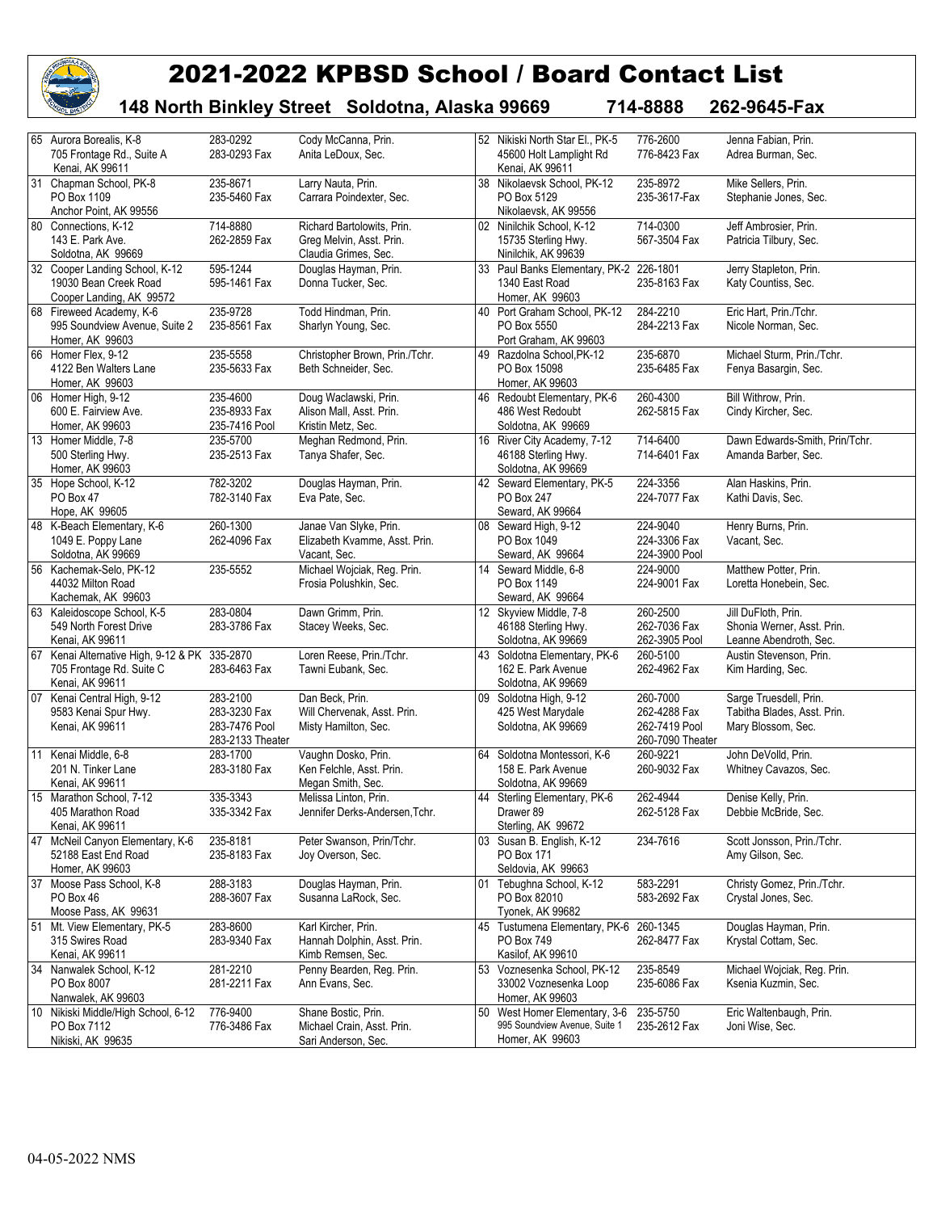# 2021-2022 KPBSD School / Board Contact List

**148 North Binkley Street Soldotna, Alaska 99669 714-8888 262-9645-Fax**

| School | Phone | Contacts | School | Phone | Contacts |
|---|---|---|---|---|---|
| 65 Aurora Borealis, K-8<br>705 Frontage Rd., Suite A<br>Kenai, AK 99611 | 283-0292<br>283-0293 Fax | Cody McCanna, Prin.<br>Anita LeDoux, Sec. | 52 Nikiski North Star El., PK-5<br>45600 Holt Lamplight Rd<br>Kenai, AK 99611 | 776-2600<br>776-8423 Fax | Jenna Fabian, Prin.<br>Adrea Burman, Sec. |
| 31 Chapman School, PK-8<br>PO Box 1109<br>Anchor Point, AK 99556 | 235-8671<br>235-5460 Fax | Larry Nauta, Prin.<br>Carrara Poindexter, Sec. | 38 Nikolaevsk School, PK-12<br>PO Box 5129<br>Nikolaevsk, AK 99556 | 235-8972<br>235-3617-Fax | Mike Sellers, Prin.<br>Stephanie Jones, Sec. |
| 80 Connections, K-12<br>143 E. Park Ave.<br>Soldotna, AK 99669 | 714-8880<br>262-2859 Fax | Richard Bartolowits, Prin.<br>Greg Melvin, Asst. Prin.<br>Claudia Grimes, Sec. | 02 Ninilchik School, K-12<br>15735 Sterling Hwy.<br>Ninilchik, AK 99639 | 714-0300<br>567-3504 Fax | Jeff Ambrosier, Prin.<br>Patricia Tilbury, Sec. |
| 32 Cooper Landing School, K-12<br>19030 Bean Creek Road<br>Cooper Landing, AK 99572 | 595-1244<br>595-1461 Fax | Douglas Hayman, Prin.<br>Donna Tucker, Sec. | 33 Paul Banks Elementary, PK-2<br>1340 East Road<br>Homer, AK 99603 | 226-1801<br>235-8163 Fax | Jerry Stapleton, Prin.<br>Katy Countiss, Sec. |
| 68 Fireweed Academy, K-6<br>995 Soundview Avenue, Suite 2<br>Homer, AK 99603 | 235-9728<br>235-8561 Fax | Todd Hindman, Prin.<br>Sharlyn Young, Sec. | 40 Port Graham School, PK-12<br>PO Box 5550<br>Port Graham, AK 99603 | 284-2210<br>284-2213 Fax | Eric Hart, Prin./Tchr.<br>Nicole Norman, Sec. |
| 66 Homer Flex, 9-12<br>4122 Ben Walters Lane<br>Homer, AK 99603 | 235-5558<br>235-5633 Fax | Christopher Brown, Prin./Tchr.<br>Beth Schneider, Sec. | 49 Razdolna School,PK-12<br>PO Box 15098<br>Homer, AK 99603 | 235-6870<br>235-6485 Fax | Michael Sturm, Prin./Tchr.<br>Fenya Basargin, Sec. |
| 06 Homer High, 9-12<br>600 E. Fairview Ave.<br>Homer, AK 99603 | 235-4600<br>235-8933 Fax<br>235-7416 Pool | Doug Waclawski, Prin.<br>Alison Mall, Asst. Prin.<br>Kristin Metz, Sec. | 46 Redoubt Elementary, PK-6<br>486 West Redoubt<br>Soldotna, AK 99669 | 260-4300<br>262-5815 Fax | Bill Withrow, Prin.<br>Cindy Kircher, Sec. |
| 13 Homer Middle, 7-8<br>500 Sterling Hwy.<br>Homer, AK 99603 | 235-5700<br>235-2513 Fax | Meghan Redmond, Prin.<br>Tanya Shafer, Sec. | 16 River City Academy, 7-12<br>46188 Sterling Hwy.<br>Soldotna, AK 99669 | 714-6400<br>714-6401 Fax | Dawn Edwards-Smith, Prin/Tchr.<br>Amanda Barber, Sec. |
| 35 Hope School, K-12<br>PO Box 47<br>Hope, AK 99605 | 782-3202<br>782-3140 Fax | Douglas Hayman, Prin.<br>Eva Pate, Sec. | 42 Seward Elementary, PK-5<br>PO Box 247<br>Seward, AK 99664 | 224-3356<br>224-7077 Fax | Alan Haskins, Prin.<br>Kathi Davis, Sec. |
| 48 K-Beach Elementary, K-6<br>1049 E. Poppy Lane<br>Soldotna, AK 99669 | 260-1300<br>262-4096 Fax | Janae Van Slyke, Prin.<br>Elizabeth Kvamme, Asst. Prin.<br>Vacant, Sec. | 08 Seward High, 9-12<br>PO Box 1049<br>Seward, AK 99664 | 224-9040<br>224-3306 Fax<br>224-3900 Pool | Henry Burns, Prin.<br>Vacant, Sec. |
| 56 Kachemak-Selo, PK-12<br>44032 Milton Road<br>Kachemak, AK 99603 | 235-5552 | Michael Wojciak, Reg. Prin.<br>Frosia Polushkin, Sec. | 14 Seward Middle, 6-8<br>PO Box 1149<br>Seward, AK 99664 | 224-9000<br>224-9001 Fax | Matthew Potter, Prin.<br>Loretta Honebein, Sec. |
| 63 Kaleidoscope School, K-5<br>549 North Forest Drive<br>Kenai, AK 99611 | 283-0804<br>283-3786 Fax | Dawn Grimm, Prin.<br>Stacey Weeks, Sec. | 12 Skyview Middle, 7-8<br>46188 Sterling Hwy.<br>Soldotna, AK 99669 | 260-2500<br>262-7036 Fax<br>262-3905 Pool | Jill DuFloth, Prin.<br>Shonia Werner, Asst. Prin.<br>Leanne Abendroth, Sec. |
| 67 Kenai Alternative High, 9-12 & PK<br>705 Frontage Rd. Suite C<br>Kenai, AK 99611 | 335-2870<br>283-6463 Fax | Loren Reese, Prin./Tchr.<br>Tawni Eubank, Sec. | 43 Soldotna Elementary, PK-6<br>162 E. Park Avenue<br>Soldotna, AK 99669 | 260-5100<br>262-4962 Fax | Austin Stevenson, Prin.<br>Kim Harding, Sec. |
| 07 Kenai Central High, 9-12<br>9583 Kenai Spur Hwy.<br>Kenai, AK 99611 | 283-2100<br>283-3230 Fax<br>283-7476 Pool<br>283-2133 Theater | Dan Beck, Prin.<br>Will Chervenak, Asst. Prin.<br>Misty Hamilton, Sec. | 09 Soldotna High, 9-12<br>425 West Marydale<br>Soldotna, AK 99669 | 260-7000<br>262-4288 Fax<br>262-7419 Pool<br>260-7090 Theater | Sarge Truesdell, Prin.<br>Tabitha Blades, Asst. Prin.<br>Mary Blossom, Sec. |
| 11 Kenai Middle, 6-8<br>201 N. Tinker Lane<br>Kenai, AK 99611 | 283-1700<br>283-3180 Fax | Vaughn Dosko, Prin.<br>Ken Felchle, Asst. Prin.<br>Megan Smith, Sec. | 64 Soldotna Montessori, K-6<br>158 E. Park Avenue<br>Soldotna, AK 99669 | 260-9221<br>260-9032 Fax | John DeVolld, Prin.<br>Whitney Cavazos, Sec. |
| 15 Marathon School, 7-12<br>405 Marathon Road<br>Kenai, AK 99611 | 335-3343<br>335-3342 Fax | Melissa Linton, Prin.<br>Jennifer Derks-Andersen,Tchr. | 44 Sterling Elementary, PK-6<br>Drawer 89<br>Sterling, AK 99672 | 262-4944<br>262-5128 Fax | Denise Kelly, Prin.<br>Debbie McBride, Sec. |
| 47 McNeil Canyon Elementary, K-6<br>52188 East End Road<br>Homer, AK 99603 | 235-8181<br>235-8183 Fax | Peter Swanson, Prin/Tchr.<br>Joy Overson, Sec. | 03 Susan B. English, K-12<br>PO Box 171<br>Seldovia, AK 99663 | 234-7616 | Scott Jonsson, Prin./Tchr.<br>Amy Gilson, Sec. |
| 37 Moose Pass School, K-8<br>PO Box 46<br>Moose Pass, AK 99631 | 288-3183<br>288-3607 Fax | Douglas Hayman, Prin.<br>Susanna LaRock, Sec. | 01 Tebughna School, K-12<br>PO Box 82010<br>Tyonek, AK 99682 | 583-2291<br>583-2692 Fax | Christy Gomez, Prin./Tchr.<br>Crystal Jones, Sec. |
| 51 Mt. View Elementary, PK-5<br>315 Swires Road<br>Kenai, AK 99611 | 283-8600<br>283-9340 Fax | Karl Kircher, Prin.<br>Hannah Dolphin, Asst. Prin.<br>Kimb Remsen, Sec. | 45 Tustumena Elementary, PK-6<br>PO Box 749<br>Kasilof, AK 99610 | 260-1345<br>262-8477 Fax | Douglas Hayman, Prin.<br>Krystal Cottam, Sec. |
| 34 Nanwalek School, K-12<br>PO Box 8007<br>Nanwalek, AK 99603 | 281-2210<br>281-2211 Fax | Penny Bearden, Reg. Prin.<br>Ann Evans, Sec. | 53 Voznesenka School, PK-12<br>33002 Voznesenka Loop<br>Homer, AK 99603 | 235-8549<br>235-6086 Fax | Michael Wojciak, Reg. Prin.<br>Ksenia Kuzmin, Sec. |
| 10 Nikiski Middle/High School, 6-12<br>PO Box 7112<br>Nikiski, AK 99635 | 776-9400<br>776-3486 Fax | Shane Bostic, Prin.<br>Michael Crain, Asst. Prin.<br>Sari Anderson, Sec. | 50 West Homer Elementary, 3-6<br>995 Soundview Avenue, Suite 1<br>Homer, AK 99603 | 235-5750<br>235-2612 Fax | Eric Waltenbaugh, Prin.<br>Joni Wise, Sec. |

04-05-2022 NMS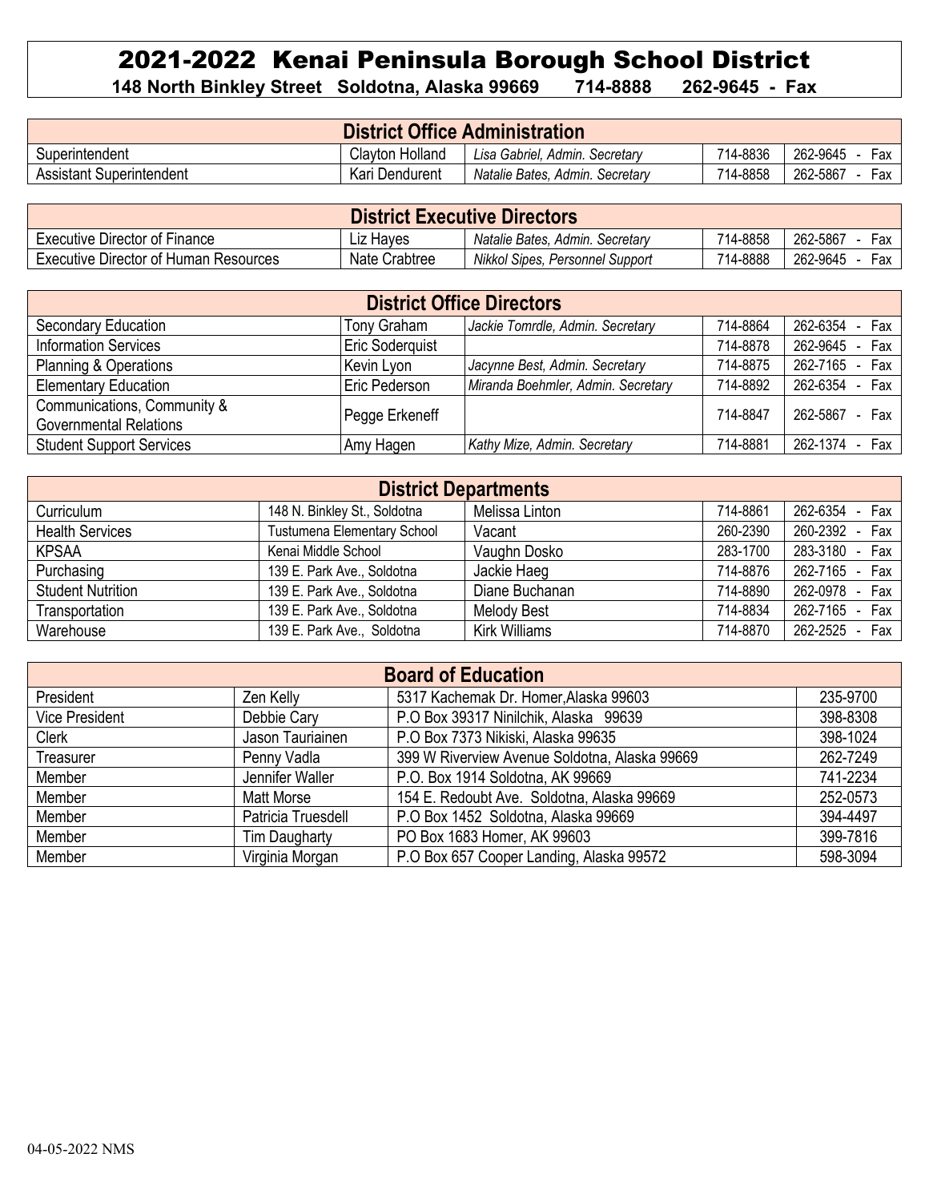# 2021-2022 Kenai Peninsula Borough School District

**148 North Binkley Street Soldotna, Alaska 99669 714-8888 262-9645 - Fax**

| District Office Administration | | | | |
|---|---|---|---|---|
| Superintendent | Clayton Holland | *Lisa Gabriel, Admin. Secretary* | 714-8836 | 262-9645 - Fax |
| Assistant Superintendent | Kari Dendurent | *Natalie Bates, Admin. Secretary* | 714-8858 | 262-5867 - Fax |

| District Executive Directors | | | | |
|---|---|---|---|---|
| Executive Director of Finance | Liz Hayes | *Natalie Bates, Admin. Secretary* | 714-8858 | 262-5867 - Fax |
| Executive Director of Human Resources | Nate Crabtree | *Nikkol Sipes, Personnel Support* | 714-8888 | 262-9645 - Fax |

| District Office Directors | | | | |
|---|---|---|---|---|
| Secondary Education | Tony Graham | *Jackie Tomrdle, Admin. Secretary* | 714-8864 | 262-6354 - Fax |
| Information Services | Eric Soderquist | | 714-8878 | 262-9645 - Fax |
| Planning & Operations | Kevin Lyon | *Jacynne Best, Admin. Secretary* | 714-8875 | 262-7165 - Fax |
| Elementary Education | Eric Pederson | *Miranda Boehmler, Admin. Secretary* | 714-8892 | 262-6354 - Fax |
| Communications, Community & Governmental Relations | Pegge Erkeneff | | 714-8847 | 262-5867 - Fax |
| Student Support Services | Amy Hagen | *Kathy Mize, Admin. Secretary* | 714-8881 | 262-1374 - Fax |

| District Departments | | | | |
|---|---|---|---|---|
| Curriculum | 148 N. Binkley St., Soldotna | Melissa Linton | 714-8861 | 262-6354 - Fax |
| Health Services | Tustumena Elementary School | Vacant | 260-2390 | 260-2392 - Fax |
| KPSAA | Kenai Middle School | Vaughn Dosko | 283-1700 | 283-3180 - Fax |
| Purchasing | 139 E. Park Ave., Soldotna | Jackie Haeg | 714-8876 | 262-7165 - Fax |
| Student Nutrition | 139 E. Park Ave., Soldotna | Diane Buchanan | 714-8890 | 262-0978 - Fax |
| Transportation | 139 E. Park Ave., Soldotna | Melody Best | 714-8834 | 262-7165 - Fax |
| Warehouse | 139 E. Park Ave., Soldotna | Kirk Williams | 714-8870 | 262-2525 - Fax |

| Board of Education | | | |
|---|---|---|---|
| President | Zen Kelly | 5317 Kachemak Dr. Homer,Alaska 99603 | 235-9700 |
| Vice President | Debbie Cary | P.O Box 39317 Ninilchik, Alaska 99639 | 398-8308 |
| Clerk | Jason Tauriainen | P.O Box 7373 Nikiski, Alaska 99635 | 398-1024 |
| Treasurer | Penny Vadla | 399 W Riverview Avenue Soldotna, Alaska 99669 | 262-7249 |
| Member | Jennifer Waller | P.O. Box 1914 Soldotna, AK 99669 | 741-2234 |
| Member | Matt Morse | 154 E. Redoubt Ave. Soldotna, Alaska 99669 | 252-0573 |
| Member | Patricia Truesdell | P.O Box 1452 Soldotna, Alaska 99669 | 394-4497 |
| Member | Tim Daugharty | PO Box 1683 Homer, AK 99603 | 399-7816 |
| Member | Virginia Morgan | P.O Box 657 Cooper Landing, Alaska 99572 | 598-3094 |

04-05-2022 NMS